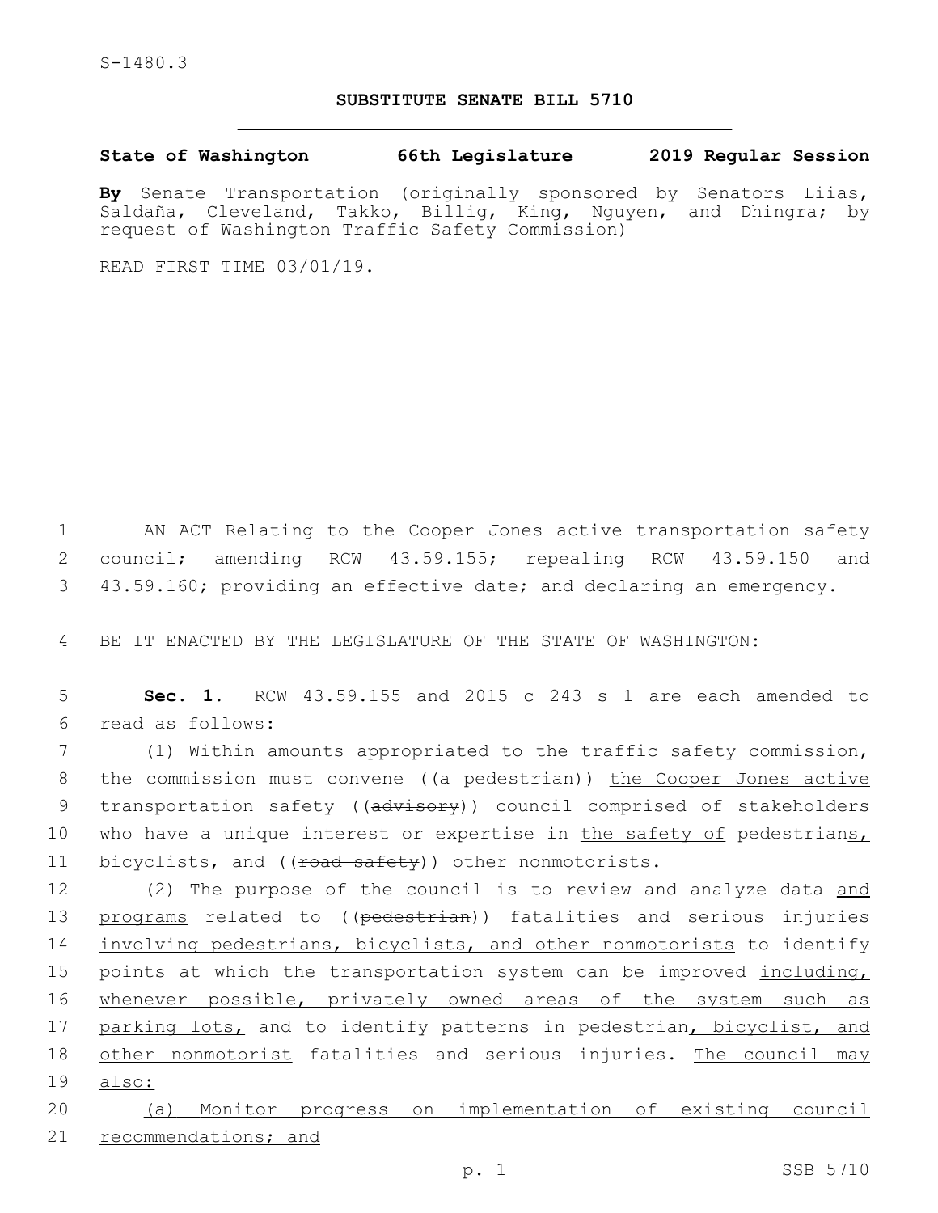S-1480.3

**SUBSTITUTE SENATE BILL 5710**

**State of Washington 66th Legislature 2019 Regular Session**

**By** Senate Transportation (originally sponsored by Senators Liias, Saldaña, Cleveland, Takko, Billig, King, Nguyen, and Dhingra; by request of Washington Traffic Safety Commission)

READ FIRST TIME 03/01/19.

AN ACT Relating to the Cooper Jones active transportation safety council; amending RCW 43.59.155; repealing RCW 43.59.150 and 43.59.160; providing an effective date; and declaring an emergency.

BE IT ENACTED BY THE LEGISLATURE OF THE STATE OF WASHINGTON:

**Sec. 1.** RCW 43.59.155 and 2015 c 243 s 1 are each amended to read as follows:

(1) Within amounts appropriated to the traffic safety commission, the commission must convene ((~~a pedestrian~~)) <u>the Cooper Jones active transportation</u> safety ((~~advisory~~)) council comprised of stakeholders who have a unique interest or expertise in <u>the safety of</u> pedestrian<u>s, bicyclists,</u> and ((~~road safety~~)) <u>other nonmotorists</u>.

(2) The purpose of the council is to review and analyze data <u>and programs</u> related to ((~~pedestrian~~)) fatalities and serious injuries <u>involving pedestrians, bicyclists, and other nonmotorists</u> to identify points at which the transportation system can be improved <u>including, whenever possible, privately owned areas of the system such as parking lots,</u> and to identify patterns in pedestrian<u>, bicyclist, and other nonmotorist</u> fatalities and serious injuries. <u>The council may also:</u>

<u>(a) Monitor progress on implementation of existing council recommendations; and</u>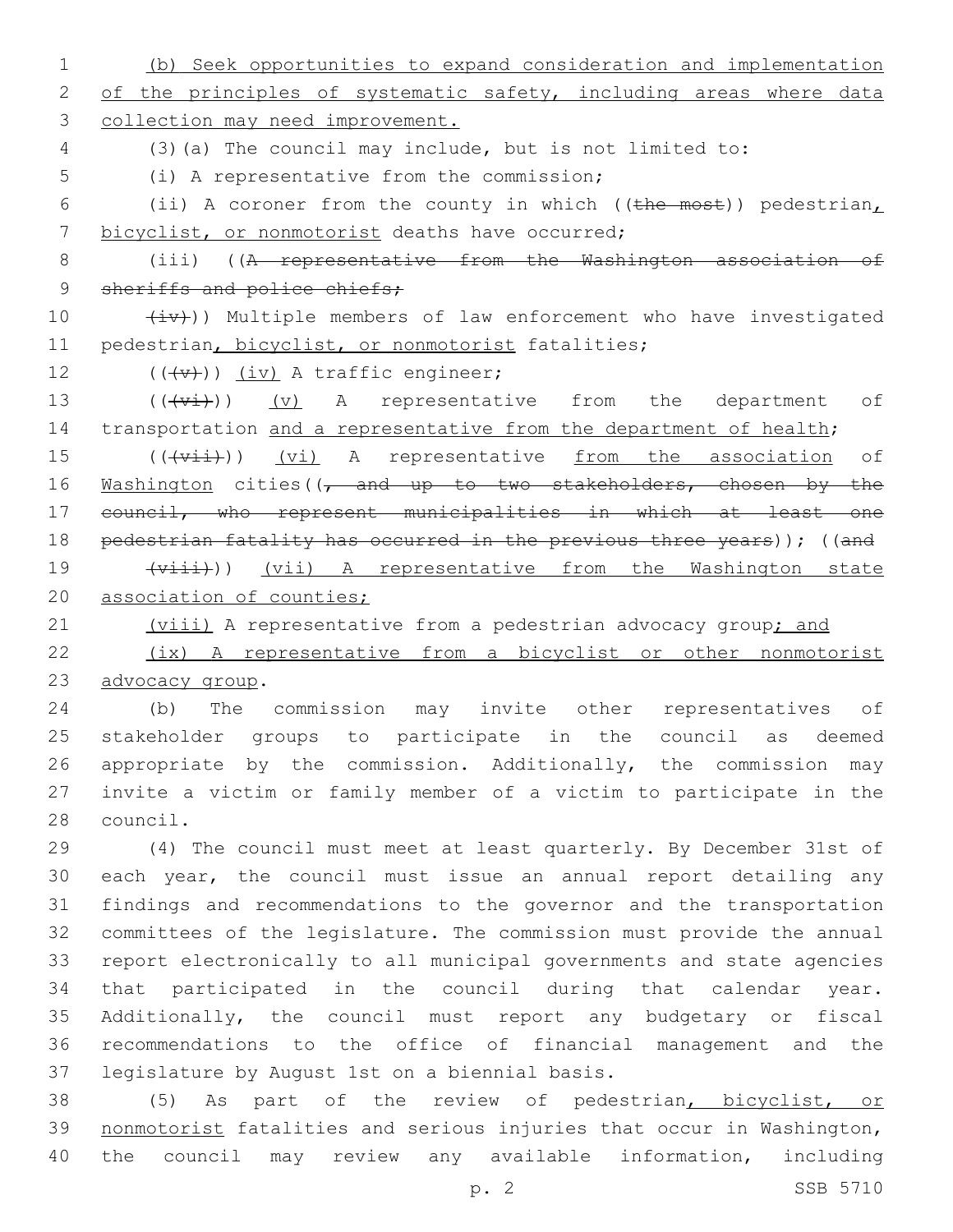(b) Seek opportunities to expand consideration and implementation of the principles of systematic safety, including areas where data collection may need improvement.

(3)(a) The council may include, but is not limited to:

(i) A representative from the commission;

(ii) A coroner from the county in which ((~~the most~~)) pedestrian, bicyclist, or nonmotorist deaths have occurred;

(iii) ((~~A representative from the Washington association of sheriffs and police chiefs;~~

~~(iv)~~)) Multiple members of law enforcement who have investigated pedestrian, bicyclist, or nonmotorist fatalities;

((~~(v)~~)) (iv) A traffic engineer;

((~~(vi)~~)) (v) A representative from the department of transportation and a representative from the department of health;

((~~(vii)~~)) (vi) A representative from the association of Washington cities((~~, and up to two stakeholders, chosen by the council, who represent municipalities in which at least one pedestrian fatality has occurred in the previous three years~~)); ((~~and~~

~~(viii)~~)) (vii) A representative from the Washington state association of counties;

(viii) A representative from a pedestrian advocacy group; and

(ix) A representative from a bicyclist or other nonmotorist advocacy group.

(b) The commission may invite other representatives of stakeholder groups to participate in the council as deemed appropriate by the commission. Additionally, the commission may invite a victim or family member of a victim to participate in the council.

(4) The council must meet at least quarterly. By December 31st of each year, the council must issue an annual report detailing any findings and recommendations to the governor and the transportation committees of the legislature. The commission must provide the annual report electronically to all municipal governments and state agencies that participated in the council during that calendar year. Additionally, the council must report any budgetary or fiscal recommendations to the office of financial management and the legislature by August 1st on a biennial basis.

(5) As part of the review of pedestrian, bicyclist, or nonmotorist fatalities and serious injuries that occur in Washington, the council may review any available information, including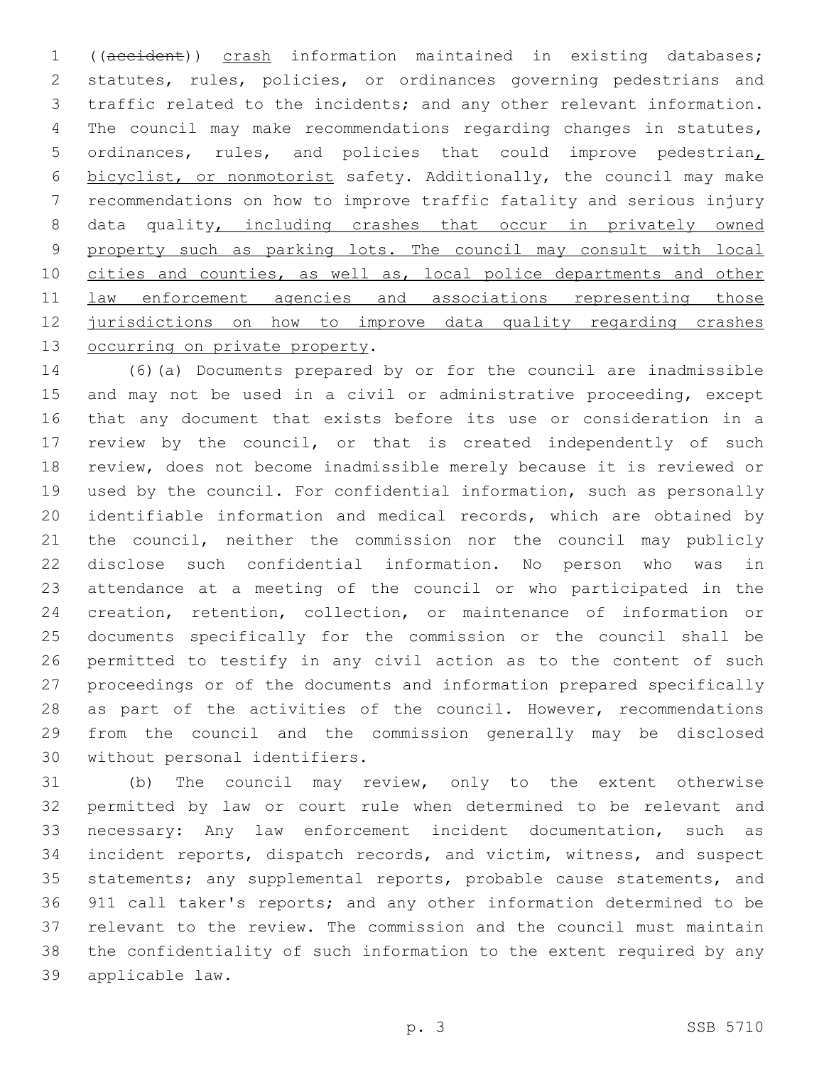((~~accident~~)) <u>crash</u> information maintained in existing databases; statutes, rules, policies, or ordinances governing pedestrians and traffic related to the incidents; and any other relevant information. The council may make recommendations regarding changes in statutes, ordinances, rules, and policies that could improve pedestrian<u>, bicyclist, or nonmotorist</u> safety. Additionally, the council may make recommendations on how to improve traffic fatality and serious injury data quality<u>, including crashes that occur in privately owned property such as parking lots. The council may consult with local cities and counties, as well as, local police departments and other law enforcement agencies and associations representing those jurisdictions on how to improve data quality regarding crashes occurring on private property</u>.

(6)(a) Documents prepared by or for the council are inadmissible and may not be used in a civil or administrative proceeding, except that any document that exists before its use or consideration in a review by the council, or that is created independently of such review, does not become inadmissible merely because it is reviewed or used by the council. For confidential information, such as personally identifiable information and medical records, which are obtained by the council, neither the commission nor the council may publicly disclose such confidential information. No person who was in attendance at a meeting of the council or who participated in the creation, retention, collection, or maintenance of information or documents specifically for the commission or the council shall be permitted to testify in any civil action as to the content of such proceedings or of the documents and information prepared specifically as part of the activities of the council. However, recommendations from the council and the commission generally may be disclosed without personal identifiers.

(b) The council may review, only to the extent otherwise permitted by law or court rule when determined to be relevant and necessary: Any law enforcement incident documentation, such as incident reports, dispatch records, and victim, witness, and suspect statements; any supplemental reports, probable cause statements, and 911 call taker's reports; and any other information determined to be relevant to the review. The commission and the council must maintain the confidentiality of such information to the extent required by any applicable law.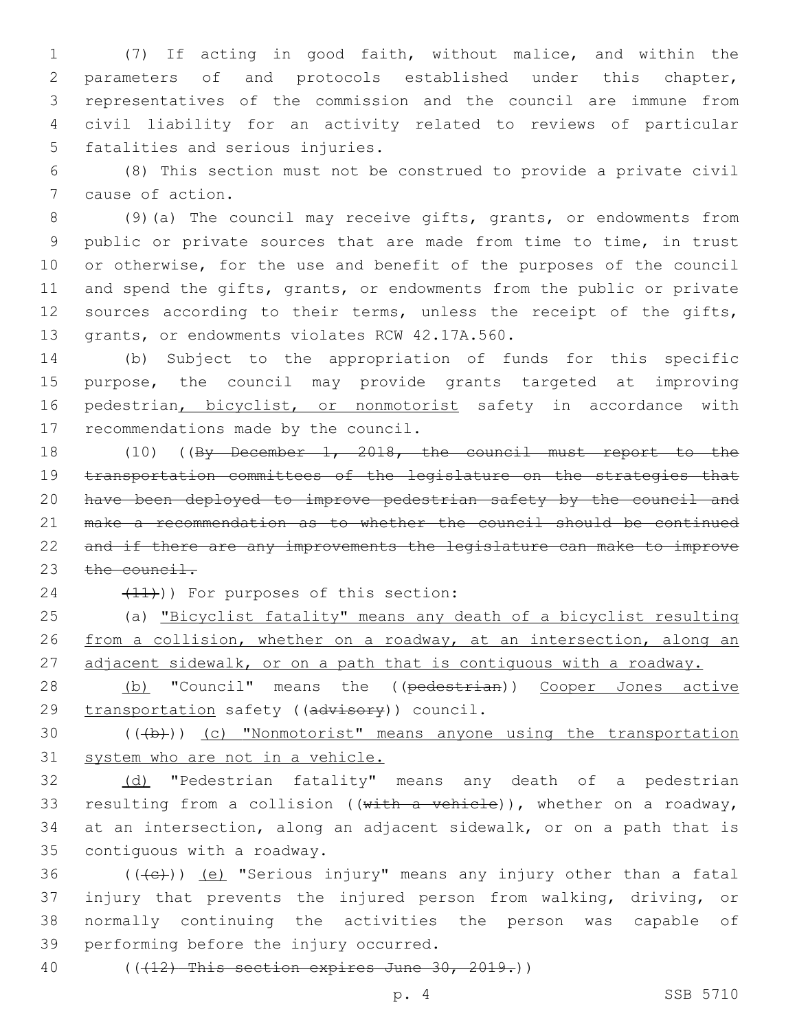(7) If acting in good faith, without malice, and within the parameters of and protocols established under this chapter, representatives of the commission and the council are immune from civil liability for an activity related to reviews of particular fatalities and serious injuries.

(8) This section must not be construed to provide a private civil cause of action.

(9)(a) The council may receive gifts, grants, or endowments from public or private sources that are made from time to time, in trust or otherwise, for the use and benefit of the purposes of the council and spend the gifts, grants, or endowments from the public or private sources according to their terms, unless the receipt of the gifts, grants, or endowments violates RCW 42.17A.560.

(b) Subject to the appropriation of funds for this specific purpose, the council may provide grants targeted at improving pedestrian<u>, bicyclist, or nonmotorist</u> safety in accordance with recommendations made by the council.

(10) ((~~By December 1, 2018, the council must report to the transportation committees of the legislature on the strategies that have been deployed to improve pedestrian safety by the council and make a recommendation as to whether the council should be continued and if there are any improvements the legislature can make to improve the council.~~

~~(11)~~)) For purposes of this section:

(a) <u>"Bicyclist fatality" means any death of a bicyclist resulting from a collision, whether on a roadway, at an intersection, along an adjacent sidewalk, or on a path that is contiguous with a roadway.</u>

<u>(b)</u> "Council" means the ((~~pedestrian~~)) <u>Cooper Jones active transportation</u> safety ((~~advisory~~)) council.

((~~(b)~~)) <u>(c) "Nonmotorist" means anyone using the transportation system who are not in a vehicle.</u>

<u>(d)</u> "Pedestrian fatality" means any death of a pedestrian resulting from a collision ((~~with a vehicle~~)), whether on a roadway, at an intersection, along an adjacent sidewalk, or on a path that is contiguous with a roadway.

((~~(c)~~)) <u>(e)</u> "Serious injury" means any injury other than a fatal injury that prevents the injured person from walking, driving, or normally continuing the activities the person was capable of performing before the injury occurred.

((~~(12) This section expires June 30, 2019.~~))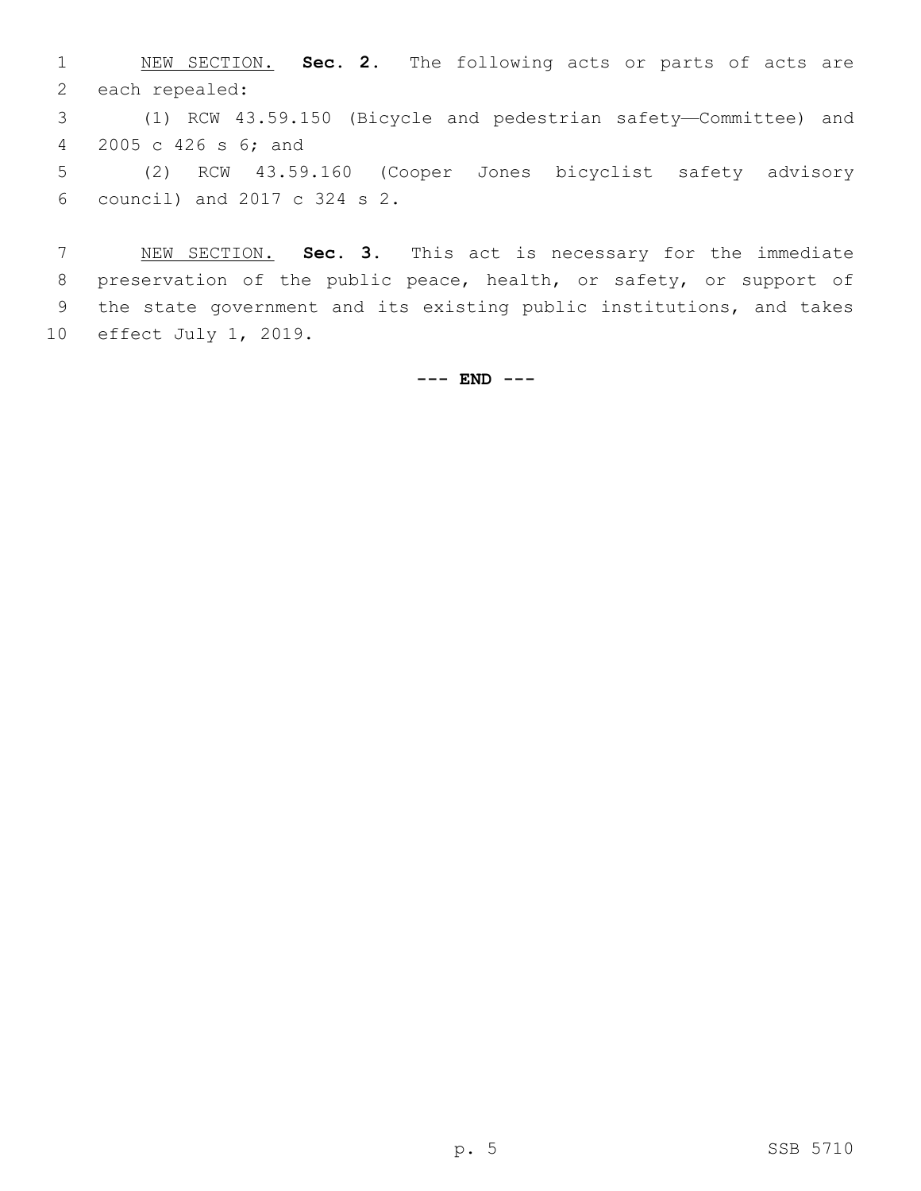NEW SECTION. **Sec. 2.** The following acts or parts of acts are each repealed:

(1) RCW 43.59.150 (Bicycle and pedestrian safety—Committee) and 2005 c 426 s 6; and

(2) RCW 43.59.160 (Cooper Jones bicyclist safety advisory council) and 2017 c 324 s 2.

NEW SECTION. **Sec. 3.** This act is necessary for the immediate preservation of the public peace, health, or safety, or support of the state government and its existing public institutions, and takes effect July 1, 2019.

**--- END ---**